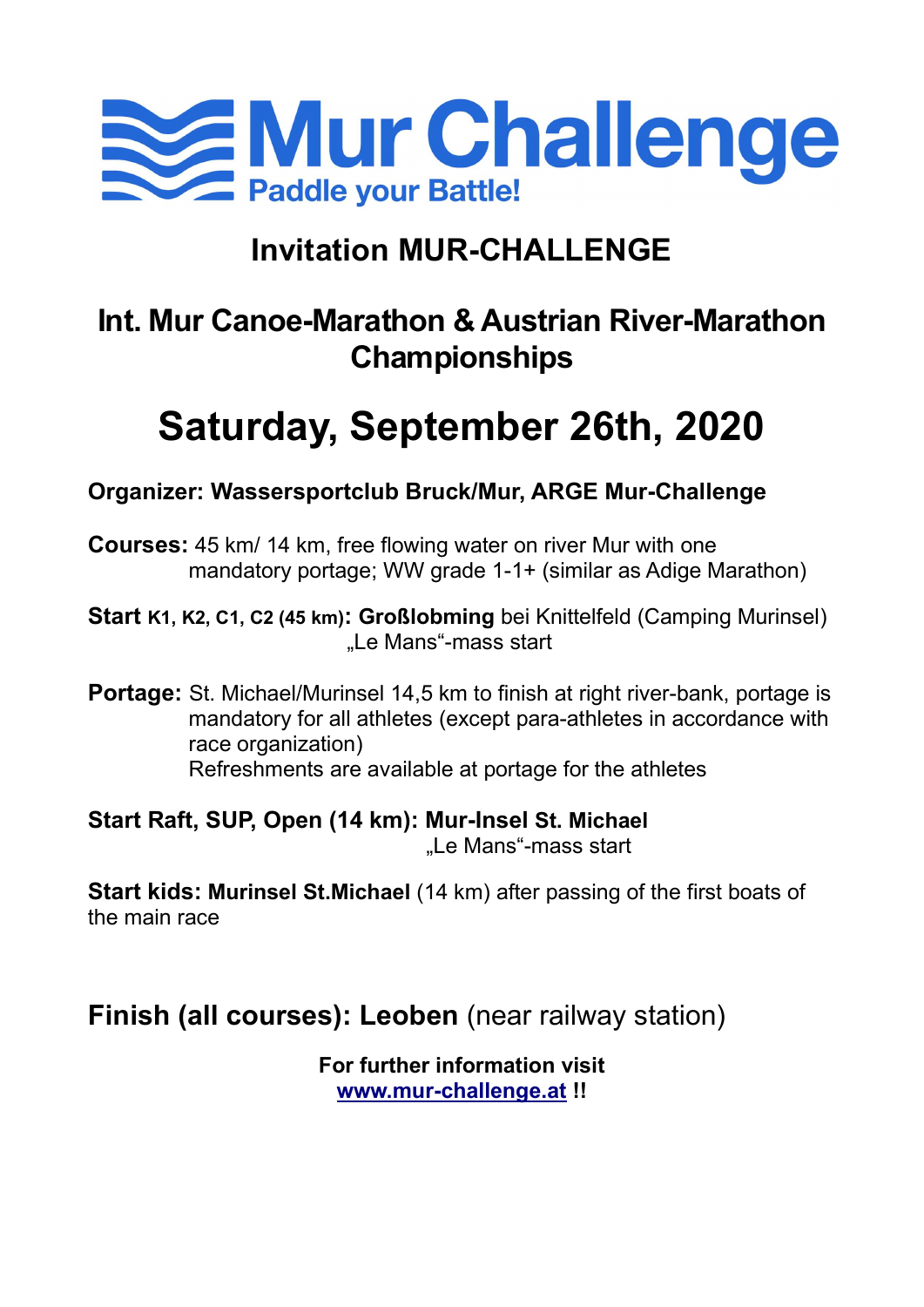# Mur Challenge

**Paddle your Battle!**

## Invitation MUR-CHALLENGE

## Int. Mur Canoe-Marathon & Austrian River-Marathon Championships

# Saturday, September 26th, 2020

**Organizer: Wassersportclub Bruck/Mur, ARGE Mur-Challenge**

**Courses:** 45 km/ 14 km, free flowing water on river Mur with one mandatory portage; WW grade 1-1+ (similar as Adige Marathon)

**Start K1, K2, C1, C2 (45 km): Großlobming** bei Knittelfeld (Camping Murinsel)
„Le Mans"-mass start

**Portage:** St. Michael/Murinsel 14,5 km to finish at right river-bank, portage is mandatory for all athletes (except para-athletes in accordance with race organization)
Refreshments are available at portage for the athletes

**Start Raft, SUP, Open (14 km): Mur-Insel St. Michael**
„Le Mans"-mass start

**Start kids: Murinsel St.Michael** (14 km) after passing of the first boats of the main race

## Finish (all courses): Leoben (near railway station)

**For further information visit**
**[www.mur-challenge.at](http://www.mur-challenge.at) !!**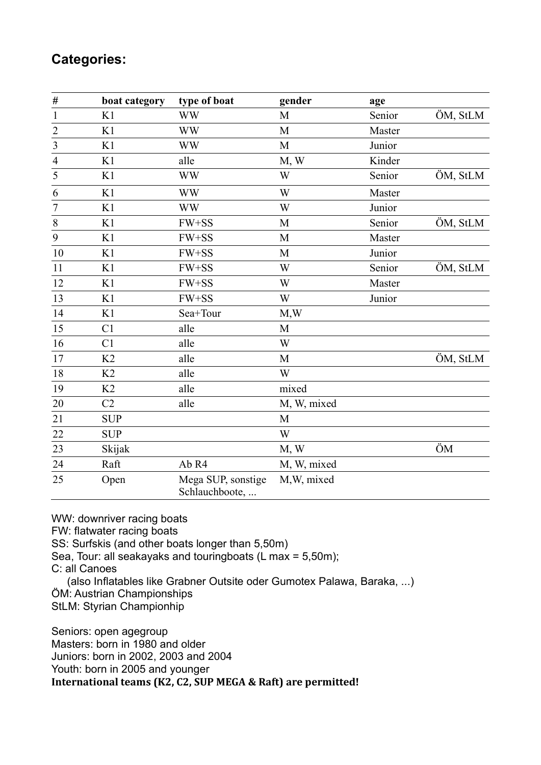## Categories:

| # | boat category | type of boat | gender | age | |
|---|---|---|---|---|---|
| 1 | K1 | WW | M | Senior | ÖM, StLM |
| 2 | K1 | WW | M | Master | |
| 3 | K1 | WW | M | Junior | |
| 4 | K1 | alle | M, W | Kinder | |
| 5 | K1 | WW | W | Senior | ÖM, StLM |
| 6 | K1 | WW | W | Master | |
| 7 | K1 | WW | W | Junior | |
| 8 | K1 | FW+SS | M | Senior | ÖM, StLM |
| 9 | K1 | FW+SS | M | Master | |
| 10 | K1 | FW+SS | M | Junior | |
| 11 | K1 | FW+SS | W | Senior | ÖM, StLM |
| 12 | K1 | FW+SS | W | Master | |
| 13 | K1 | FW+SS | W | Junior | |
| 14 | K1 | Sea+Tour | M,W | | |
| 15 | C1 | alle | M | | |
| 16 | C1 | alle | W | | |
| 17 | K2 | alle | M | | ÖM, StLM |
| 18 | K2 | alle | W | | |
| 19 | K2 | alle | mixed | | |
| 20 | C2 | alle | M, W, mixed | | |
| 21 | SUP | | M | | |
| 22 | SUP | | W | | |
| 23 | Skijak | | M, W | | ÖM |
| 24 | Raft | Ab R4 | M, W, mixed | | |
| 25 | Open | Mega SUP, sonstige Schlauchboote, ... | M,W, mixed | | |

WW: downriver racing boats  
FW: flatwater racing boats  
SS: Surfskis (and other boats longer than 5,50m)  
Sea, Tour: all seakayaks and touringboats (L max = 5,50m);  
C: all Canoes  
  (also Inflatables like Grabner Outsite oder Gumotex Palawa, Baraka, ...)  
ÖM: Austrian Championships  
StLM: Styrian Championhip

Seniors: open agegroup  
Masters: born in 1980 and older  
Juniors: born in 2002, 2003 and 2004  
Youth: born in 2005 and younger  
**International teams (K2, C2, SUP MEGA & Raft) are permitted!**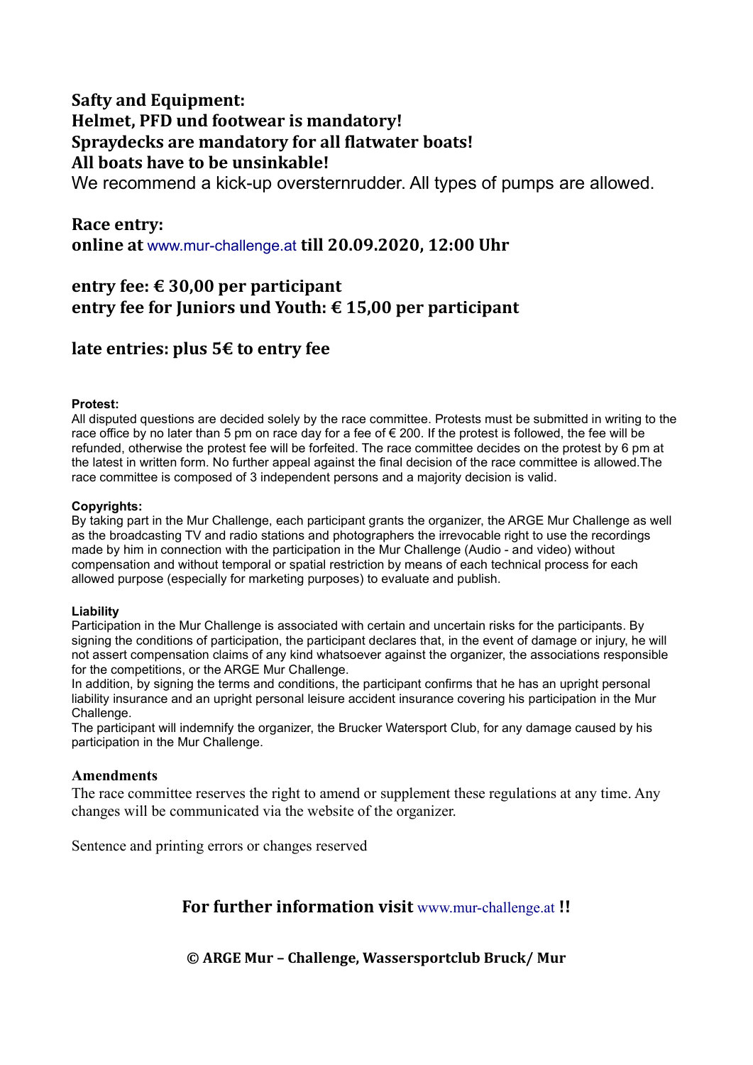**Safty and Equipment:**
**Helmet, PFD und footwear is mandatory!**
**Spraydecks are mandatory for all flatwater boats!**
**All boats have to be unsinkable!**
We recommend a kick-up oversternrudder. All types of pumps are allowed.

**Race entry:**
**online at** www.mur-challenge.at **till 20.09.2020, 12:00 Uhr**

**entry fee: € 30,00 per participant**
**entry fee for Juniors und Youth: € 15,00 per participant**

**late entries: plus 5€ to entry fee**

**Protest:**
All disputed questions are decided solely by the race committee. Protests must be submitted in writing to the race office by no later than 5 pm on race day for a fee of € 200. If the protest is followed, the fee will be refunded, otherwise the protest fee will be forfeited. The race committee decides on the protest by 6 pm at the latest in written form. No further appeal against the final decision of the race committee is allowed.The race committee is composed of 3 independent persons and a majority decision is valid.

**Copyrights:**
By taking part in the Mur Challenge, each participant grants the organizer, the ARGE Mur Challenge as well as the broadcasting TV and radio stations and photographers the irrevocable right to use the recordings made by him in connection with the participation in the Mur Challenge (Audio - and video) without compensation and without temporal or spatial restriction by means of each technical process for each allowed purpose (especially for marketing purposes) to evaluate and publish.

**Liability**
Participation in the Mur Challenge is associated with certain and uncertain risks for the participants. By signing the conditions of participation, the participant declares that, in the event of damage or injury, he will not assert compensation claims of any kind whatsoever against the organizer, the associations responsible for the competitions, or the ARGE Mur Challenge.
In addition, by signing the terms and conditions, the participant confirms that he has an upright personal liability insurance and an upright personal leisure accident insurance covering his participation in the Mur Challenge.
The participant will indemnify the organizer, the Brucker Watersport Club, for any damage caused by his participation in the Mur Challenge.

**Amendments**
The race committee reserves the right to amend or supplement these regulations at any time. Any changes will be communicated via the website of the organizer.

Sentence and printing errors or changes reserved

**For further information visit** www.mur-challenge.at **!!**

**© ARGE Mur – Challenge, Wassersportclub Bruck/ Mur**